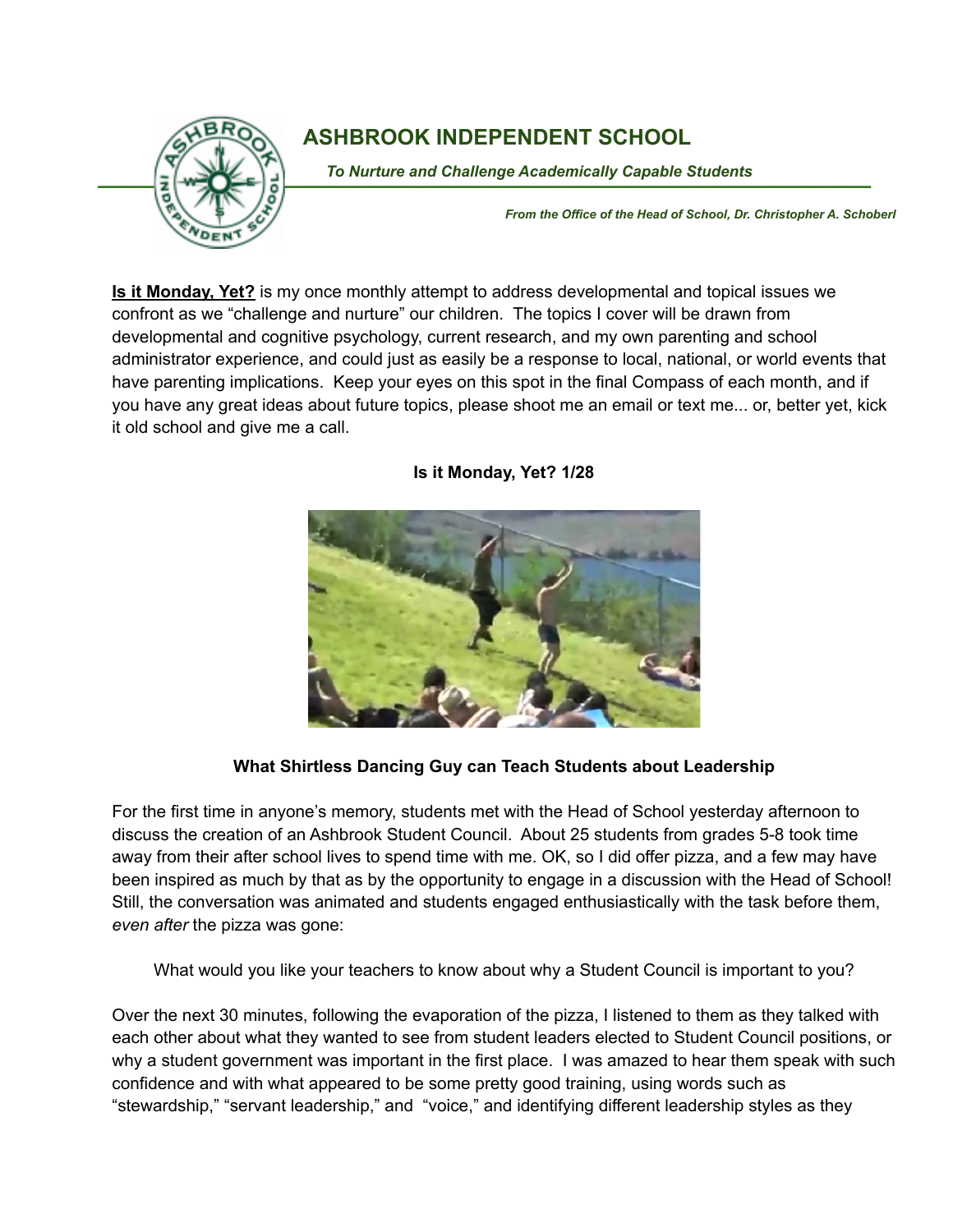# ASHBROOK INDEPENDENT SCHOOL

***To Nurture and Challenge Academically Capable Students***

***From the Office of the Head of School, Dr. Christopher A. Schoberl***

**Is it Monday, Yet?** is my once monthly attempt to address developmental and topical issues we confront as we "challenge and nurture" our children. The topics I cover will be drawn from developmental and cognitive psychology, current research, and my own parenting and school administrator experience, and could just as easily be a response to local, national, or world events that have parenting implications. Keep your eyes on this spot in the final Compass of each month, and if you have any great ideas about future topics, please shoot me an email or text me... or, better yet, kick it old school and give me a call.

**Is it Monday, Yet? 1/28**

**What Shirtless Dancing Guy can Teach Students about Leadership**

For the first time in anyone's memory, students met with the Head of School yesterday afternoon to discuss the creation of an Ashbrook Student Council. About 25 students from grades 5-8 took time away from their after school lives to spend time with me. OK, so I did offer pizza, and a few may have been inspired as much by that as by the opportunity to engage in a discussion with the Head of School! Still, the conversation was animated and students engaged enthusiastically with the task before them, *even after* the pizza was gone:

> What would you like your teachers to know about why a Student Council is important to you?

Over the next 30 minutes, following the evaporation of the pizza, I listened to them as they talked with each other about what they wanted to see from student leaders elected to Student Council positions, or why a student government was important in the first place. I was amazed to hear them speak with such confidence and with what appeared to be some pretty good training, using words such as "stewardship," "servant leadership," and "voice," and identifying different leadership styles as they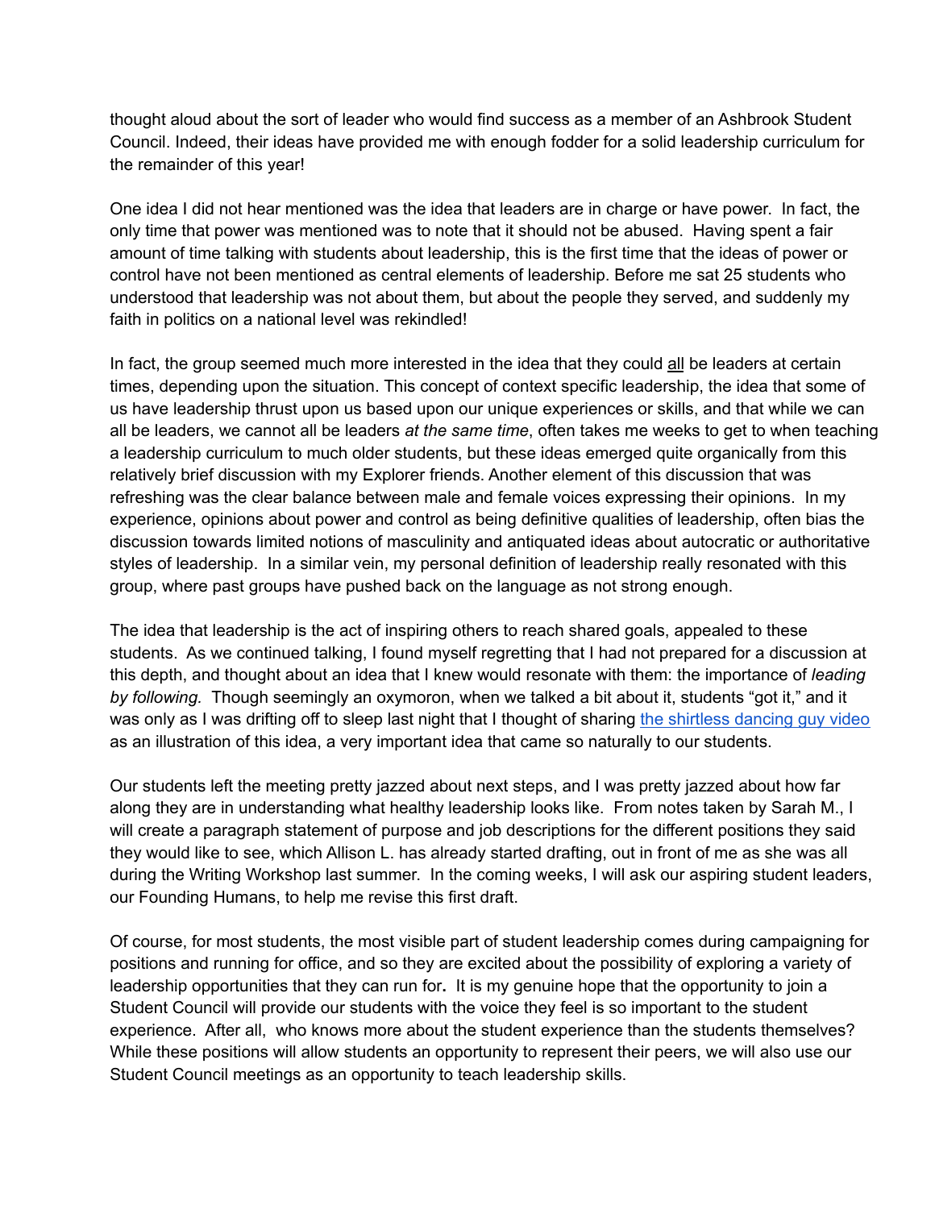thought aloud about the sort of leader who would find success as a member of an Ashbrook Student Council. Indeed, their ideas have provided me with enough fodder for a solid leadership curriculum for the remainder of this year!

One idea I did not hear mentioned was the idea that leaders are in charge or have power. In fact, the only time that power was mentioned was to note that it should not be abused. Having spent a fair amount of time talking with students about leadership, this is the first time that the ideas of power or control have not been mentioned as central elements of leadership. Before me sat 25 students who understood that leadership was not about them, but about the people they served, and suddenly my faith in politics on a national level was rekindled!

In fact, the group seemed much more interested in the idea that they could <u>all</u> be leaders at certain times, depending upon the situation. This concept of context specific leadership, the idea that some of us have leadership thrust upon us based upon our unique experiences or skills, and that while we can all be leaders, we cannot all be leaders *at the same time*, often takes me weeks to get to when teaching a leadership curriculum to much older students, but these ideas emerged quite organically from this relatively brief discussion with my Explorer friends. Another element of this discussion that was refreshing was the clear balance between male and female voices expressing their opinions. In my experience, opinions about power and control as being definitive qualities of leadership, often bias the discussion towards limited notions of masculinity and antiquated ideas about autocratic or authoritative styles of leadership. In a similar vein, my personal definition of leadership really resonated with this group, where past groups have pushed back on the language as not strong enough.

The idea that leadership is the act of inspiring others to reach shared goals, appealed to these students. As we continued talking, I found myself regretting that I had not prepared for a discussion at this depth, and thought about an idea that I knew would resonate with them: the importance of *leading by following.* Though seemingly an oxymoron, when we talked a bit about it, students "got it," and it was only as I was drifting off to sleep last night that I thought of sharing the shirtless dancing guy video as an illustration of this idea, a very important idea that came so naturally to our students.

Our students left the meeting pretty jazzed about next steps, and I was pretty jazzed about how far along they are in understanding what healthy leadership looks like. From notes taken by Sarah M., I will create a paragraph statement of purpose and job descriptions for the different positions they said they would like to see, which Allison L. has already started drafting, out in front of me as she was all during the Writing Workshop last summer. In the coming weeks, I will ask our aspiring student leaders, our Founding Humans, to help me revise this first draft.

Of course, for most students, the most visible part of student leadership comes during campaigning for positions and running for office, and so they are excited about the possibility of exploring a variety of leadership opportunities that they can run for. It is my genuine hope that the opportunity to join a Student Council will provide our students with the voice they feel is so important to the student experience. After all, who knows more about the student experience than the students themselves? While these positions will allow students an opportunity to represent their peers, we will also use our Student Council meetings as an opportunity to teach leadership skills.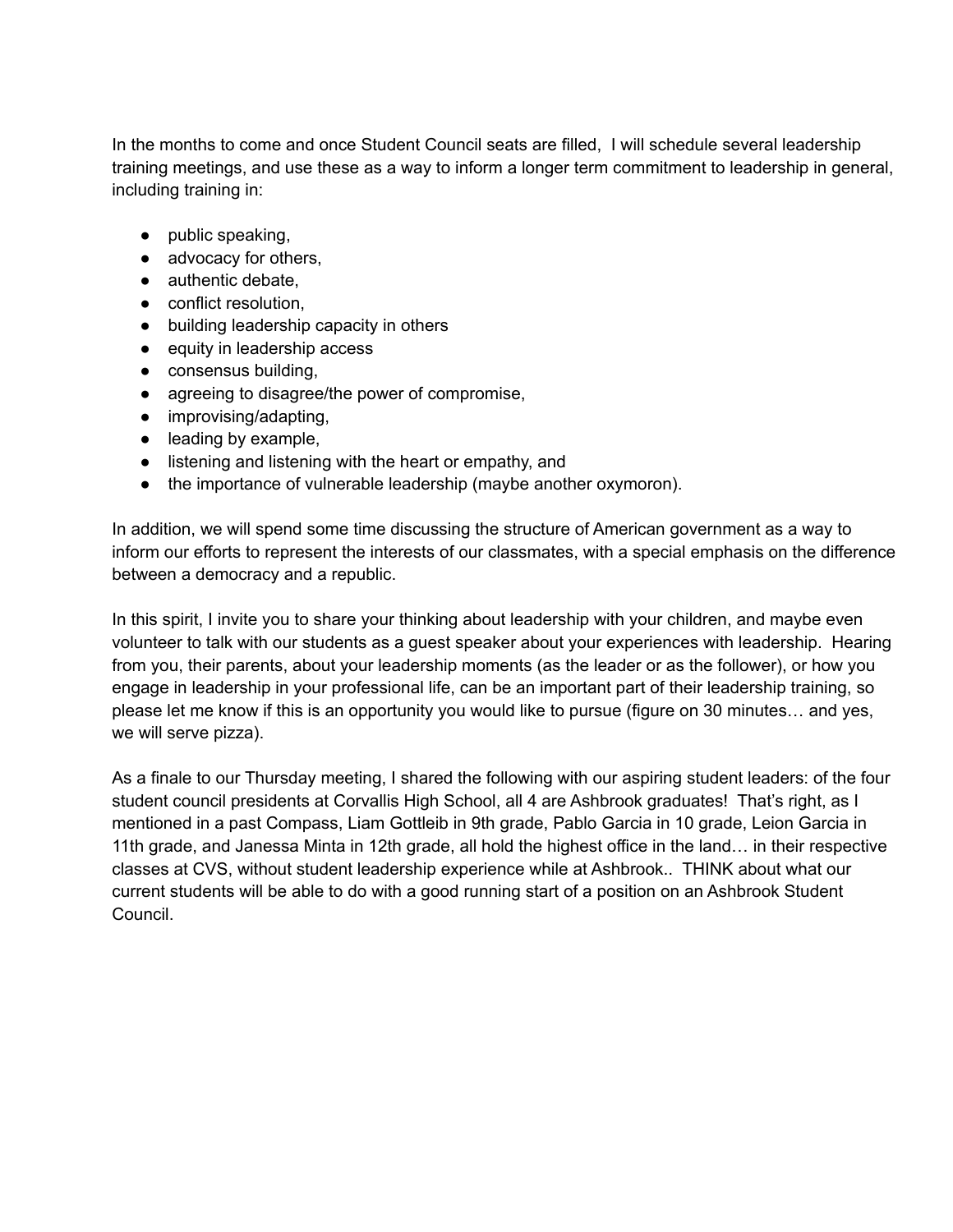In the months to come and once Student Council seats are filled,  I will schedule several leadership training meetings, and use these as a way to inform a longer term commitment to leadership in general, including training in:

- public speaking,
- advocacy for others,
- authentic debate,
- conflict resolution,
- building leadership capacity in others
- equity in leadership access
- consensus building,
- agreeing to disagree/the power of compromise,
- improvising/adapting,
- leading by example,
- listening and listening with the heart or empathy, and
- the importance of vulnerable leadership (maybe another oxymoron).

In addition, we will spend some time discussing the structure of American government as a way to inform our efforts to represent the interests of our classmates, with a special emphasis on the difference between a democracy and a republic.

In this spirit, I invite you to share your thinking about leadership with your children, and maybe even volunteer to talk with our students as a guest speaker about your experiences with leadership.  Hearing from you, their parents, about your leadership moments (as the leader or as the follower), or how you engage in leadership in your professional life, can be an important part of their leadership training, so please let me know if this is an opportunity you would like to pursue (figure on 30 minutes… and yes, we will serve pizza).

As a finale to our Thursday meeting, I shared the following with our aspiring student leaders: of the four student council presidents at Corvallis High School, all 4 are Ashbrook graduates!  That's right, as I mentioned in a past Compass, Liam Gottleib in 9th grade, Pablo Garcia in 10 grade, Leion Garcia in 11th grade, and Janessa Minta in 12th grade, all hold the highest office in the land… in their respective classes at CVS, without student leadership experience while at Ashbrook..  THINK about what our current students will be able to do with a good running start of a position on an Ashbrook Student Council.